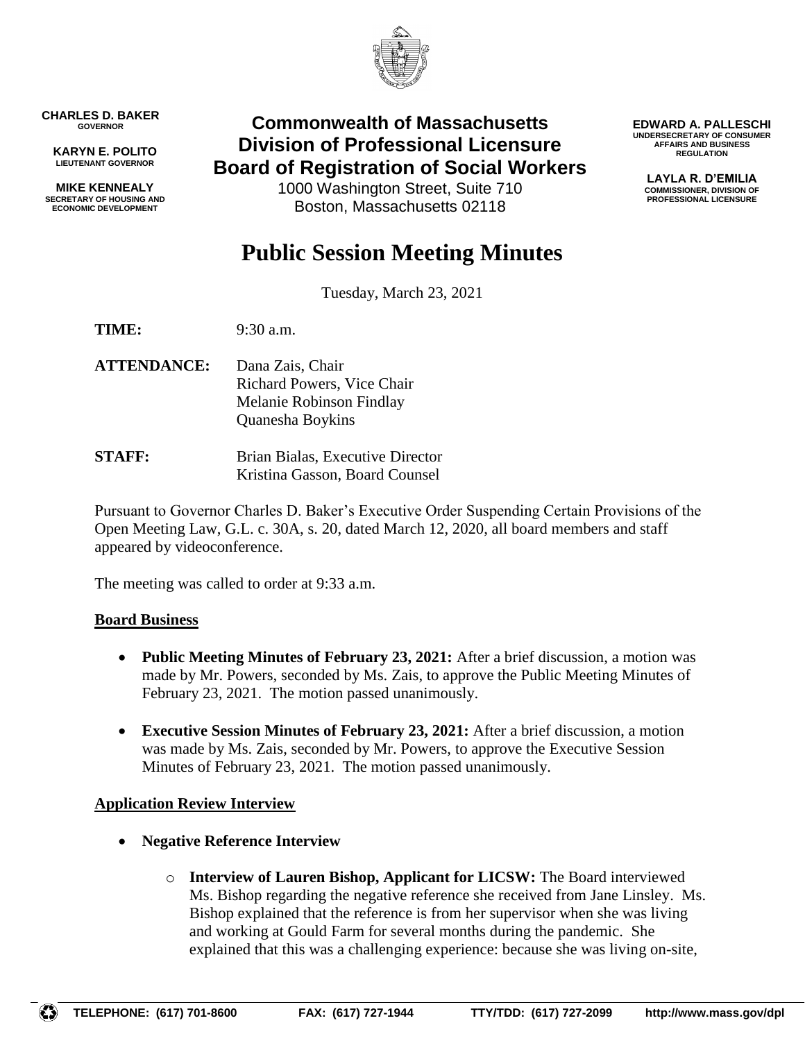CHARLES D. BAKER
GOVERNOR

KARYN E. POLITO
LIEUTENANT GOVERNOR

MIKE KENNEALY
SECRETARY OF HOUSING AND ECONOMIC DEVELOPMENT

**Commonwealth of Massachusetts**
**Division of Professional Licensure**
**Board of Registration of Social Workers**
1000 Washington Street, Suite 710
Boston, Massachusetts 02118

EDWARD A. PALLESCHI
UNDERSECRETARY OF CONSUMER AFFAIRS AND BUSINESS REGULATION

LAYLA R. D'EMILIA
COMMISSIONER, DIVISION OF PROFESSIONAL LICENSURE

# Public Session Meeting Minutes

Tuesday, March 23, 2021

**TIME:** 9:30 a.m.

**ATTENDANCE:** Dana Zais, Chair
Richard Powers, Vice Chair
Melanie Robinson Findlay
Quanesha Boykins

**STAFF:** Brian Bialas, Executive Director
Kristina Gasson, Board Counsel

Pursuant to Governor Charles D. Baker's Executive Order Suspending Certain Provisions of the Open Meeting Law, G.L. c. 30A, s. 20, dated March 12, 2020, all board members and staff appeared by videoconference.

The meeting was called to order at 9:33 a.m.

## Board Business

- **Public Meeting Minutes of February 23, 2021:** After a brief discussion, a motion was made by Mr. Powers, seconded by Ms. Zais, to approve the Public Meeting Minutes of February 23, 2021. The motion passed unanimously.
- **Executive Session Minutes of February 23, 2021:** After a brief discussion, a motion was made by Ms. Zais, seconded by Mr. Powers, to approve the Executive Session Minutes of February 23, 2021. The motion passed unanimously.

## Application Review Interview

- **Negative Reference Interview**
  - **Interview of Lauren Bishop, Applicant for LICSW:** The Board interviewed Ms. Bishop regarding the negative reference she received from Jane Linsley. Ms. Bishop explained that the reference is from her supervisor when she was living and working at Gould Farm for several months during the pandemic. She explained that this was a challenging experience: because she was living on-site,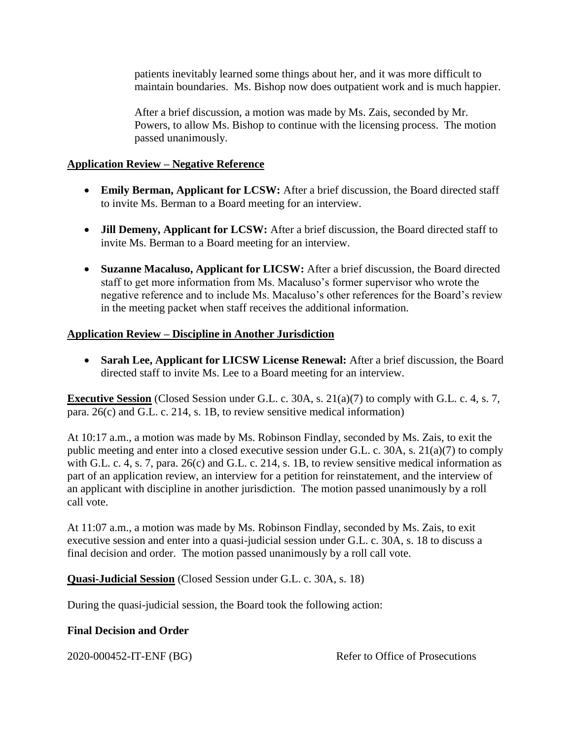patients inevitably learned some things about her, and it was more difficult to maintain boundaries. Ms. Bishop now does outpatient work and is much happier.

After a brief discussion, a motion was made by Ms. Zais, seconded by Mr. Powers, to allow Ms. Bishop to continue with the licensing process. The motion passed unanimously.

**Application Review – Negative Reference**

- **Emily Berman, Applicant for LCSW:** After a brief discussion, the Board directed staff to invite Ms. Berman to a Board meeting for an interview.
- **Jill Demeny, Applicant for LCSW:** After a brief discussion, the Board directed staff to invite Ms. Berman to a Board meeting for an interview.
- **Suzanne Macaluso, Applicant for LICSW:** After a brief discussion, the Board directed staff to get more information from Ms. Macaluso's former supervisor who wrote the negative reference and to include Ms. Macaluso's other references for the Board's review in the meeting packet when staff receives the additional information.

**Application Review – Discipline in Another Jurisdiction**

- **Sarah Lee, Applicant for LICSW License Renewal:** After a brief discussion, the Board directed staff to invite Ms. Lee to a Board meeting for an interview.

**Executive Session** (Closed Session under G.L. c. 30A, s. 21(a)(7) to comply with G.L. c. 4, s. 7, para. 26(c) and G.L. c. 214, s. 1B, to review sensitive medical information)

At 10:17 a.m., a motion was made by Ms. Robinson Findlay, seconded by Ms. Zais, to exit the public meeting and enter into a closed executive session under G.L. c. 30A, s. 21(a)(7) to comply with G.L. c. 4, s. 7, para. 26(c) and G.L. c. 214, s. 1B, to review sensitive medical information as part of an application review, an interview for a petition for reinstatement, and the interview of an applicant with discipline in another jurisdiction. The motion passed unanimously by a roll call vote.

At 11:07 a.m., a motion was made by Ms. Robinson Findlay, seconded by Ms. Zais, to exit executive session and enter into a quasi-judicial session under G.L. c. 30A, s. 18 to discuss a final decision and order. The motion passed unanimously by a roll call vote.

**Quasi-Judicial Session** (Closed Session under G.L. c. 30A, s. 18)

During the quasi-judicial session, the Board took the following action:

**Final Decision and Order**

2020-000452-IT-ENF (BG) Refer to Office of Prosecutions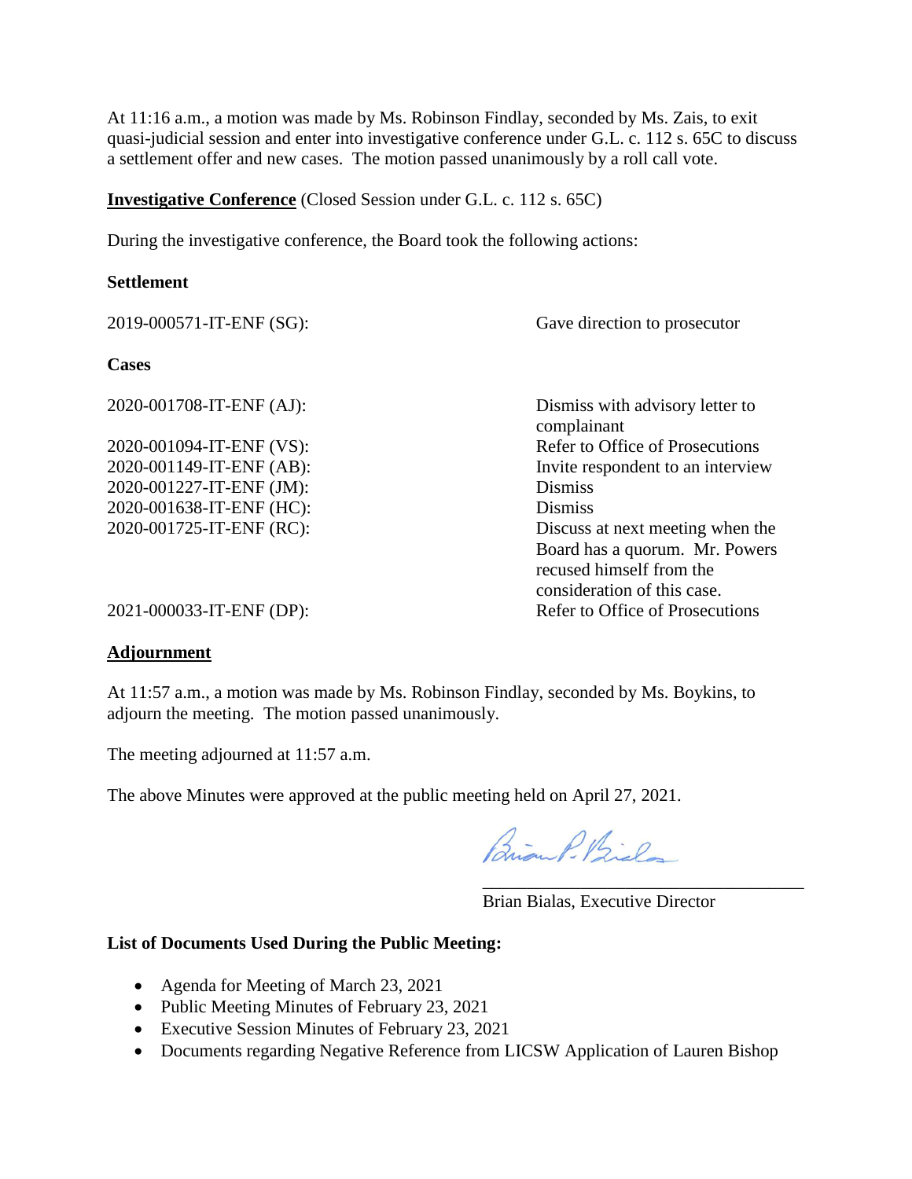At 11:16 a.m., a motion was made by Ms. Robinson Findlay, seconded by Ms. Zais, to exit quasi-judicial session and enter into investigative conference under G.L. c. 112 s. 65C to discuss a settlement offer and new cases. The motion passed unanimously by a roll call vote.

**Investigative Conference** (Closed Session under G.L. c. 112 s. 65C)

During the investigative conference, the Board took the following actions:

**Settlement**

| | |
|---|---|
| 2019-000571-IT-ENF (SG): | Gave direction to prosecutor |

**Cases**

| | |
|---|---|
| 2020-001708-IT-ENF (AJ): | Dismiss with advisory letter to complainant |
| 2020-001094-IT-ENF (VS): | Refer to Office of Prosecutions |
| 2020-001149-IT-ENF (AB): | Invite respondent to an interview |
| 2020-001227-IT-ENF (JM): | Dismiss |
| 2020-001638-IT-ENF (HC): | Dismiss |
| 2020-001725-IT-ENF (RC): | Discuss at next meeting when the Board has a quorum. Mr. Powers recused himself from the consideration of this case. |
| 2021-000033-IT-ENF (DP): | Refer to Office of Prosecutions |

**Adjournment**

At 11:57 a.m., a motion was made by Ms. Robinson Findlay, seconded by Ms. Boykins, to adjourn the meeting. The motion passed unanimously.

The meeting adjourned at 11:57 a.m.

The above Minutes were approved at the public meeting held on April 27, 2021.

Brian P. Bialas

Brian Bialas, Executive Director

**List of Documents Used During the Public Meeting:**

- Agenda for Meeting of March 23, 2021
- Public Meeting Minutes of February 23, 2021
- Executive Session Minutes of February 23, 2021
- Documents regarding Negative Reference from LICSW Application of Lauren Bishop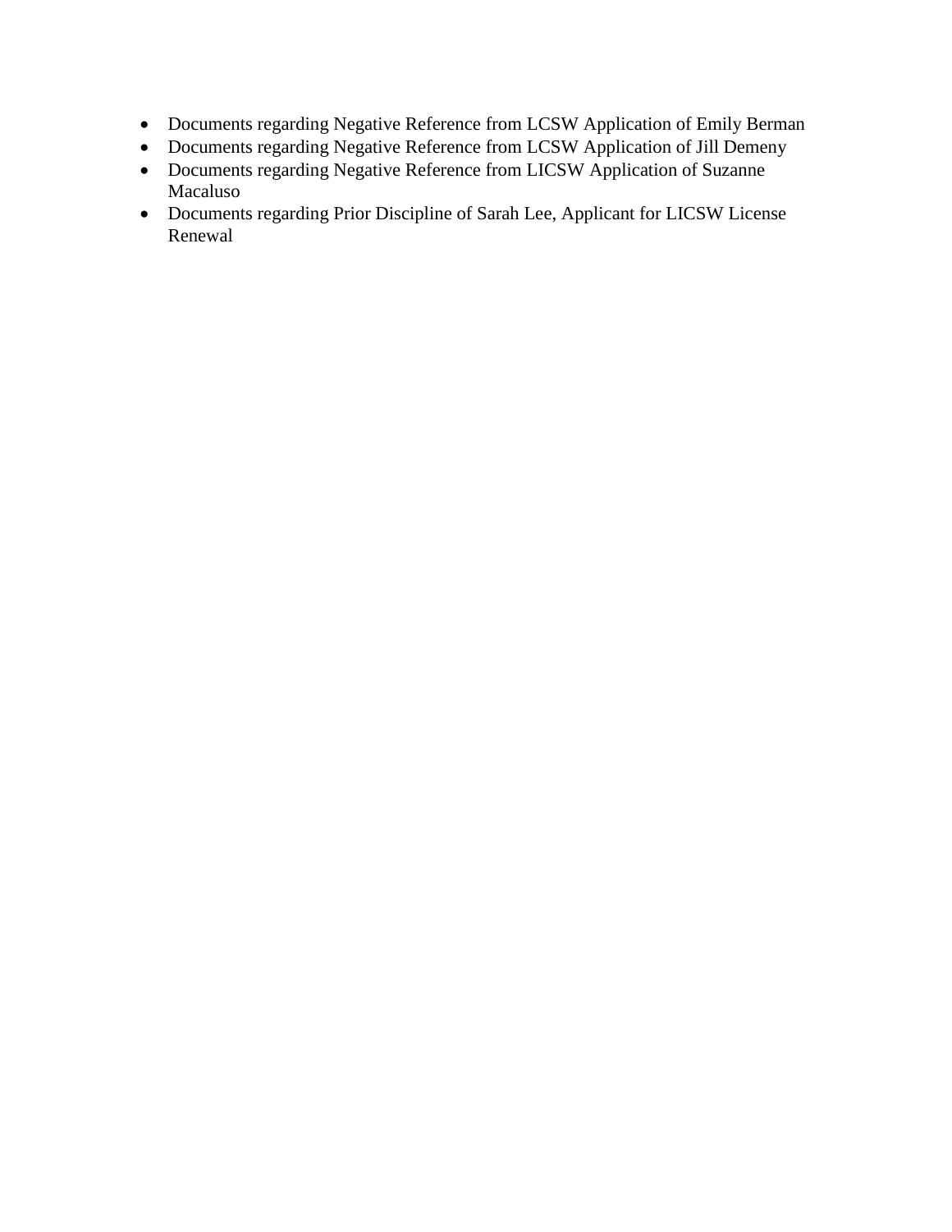- Documents regarding Negative Reference from LCSW Application of Emily Berman
- Documents regarding Negative Reference from LCSW Application of Jill Demeny
- Documents regarding Negative Reference from LICSW Application of Suzanne Macaluso
- Documents regarding Prior Discipline of Sarah Lee, Applicant for LICSW License Renewal